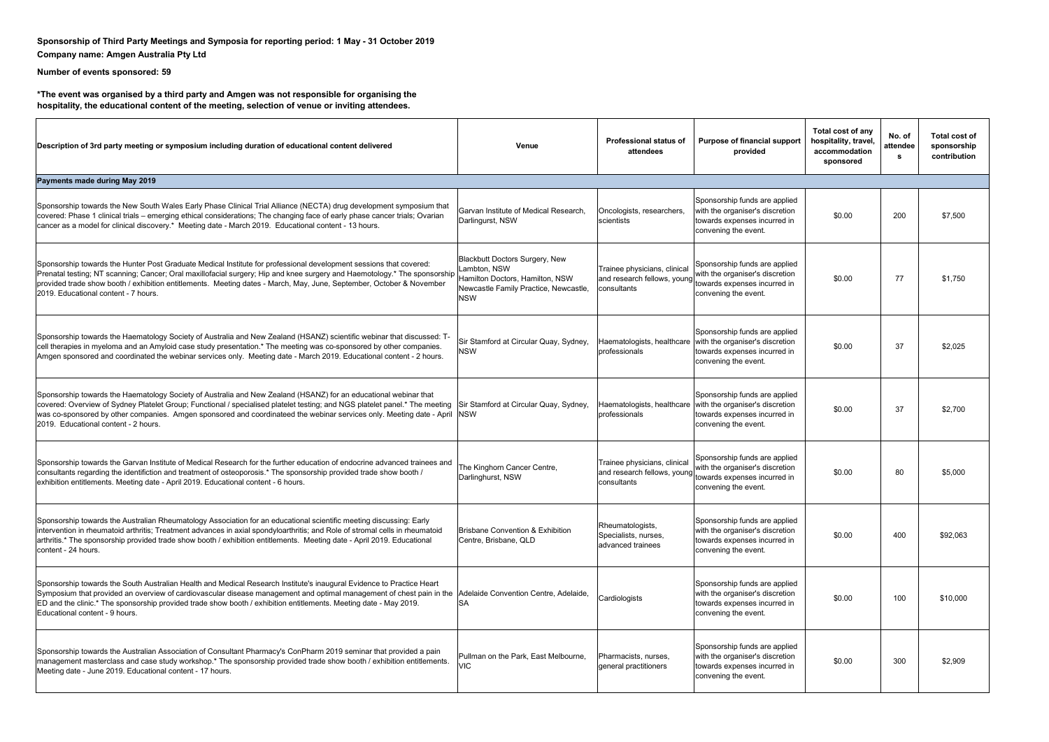**Sponsorship of Third Party Meetings and Symposia for reporting period: 1 May - 31 October 2019**

**Company name: Amgen Australia Pty Ltd**

**Number of events sponsored: 59**

**\*The event was organised by a third party and Amgen was not responsible for organising the hospitality, the educational content of the meeting, selection of venue or inviting attendees.**

| Description of 3rd party meeting or symposium including duration of educational content delivered | Venue | Professional status of attendees | Purpose of financial support provided | Total cost of any hospitality, travel, accommodation sponsored | No. of attendees | Total cost of sponsorship contribution |
|---|---|---|---|---|---|---|
| **Payments made during May 2019** | | | | | | |
| Sponsorship towards the New South Wales Early Phase Clinical Trial Alliance (NECTA) drug development symposium that covered: Phase 1 clinical trials – emerging ethical considerations; The changing face of early phase cancer trials; Ovarian cancer as a model for clinical discovery.* Meeting date - March 2019. Educational content - 13 hours. | Garvan Institute of Medical Research, Darlingurst, NSW | Oncologists, researchers, scientists | Sponsorship funds are applied with the organiser's discretion towards expenses incurred in convening the event. | $0.00 | 200 | $7,500 |
| Sponsorship towards the Hunter Post Graduate Medical Institute for professional development sessions that covered: Prenatal testing; NT scanning; Cancer; Oral maxillofacial surgery; Hip and knee surgery and Haemotology.* The sponsorship provided trade show booth / exhibition entitlements. Meeting dates - March, May, June, September, October & November 2019. Educational content - 7 hours. | Blackbutt Doctors Surgery, New Lambton, NSW<br>Hamilton Doctors, Hamilton, NSW<br>Newcastle Family Practice, Newcastle, NSW | Trainee physicians, clinical and research fellows, young consultants | Sponsorship funds are applied with the organiser's discretion towards expenses incurred in convening the event. | $0.00 | 77 | $1,750 |
| Sponsorship towards the Haematology Society of Australia and New Zealand (HSANZ) scientific webinar that discussed: T-cell therapies in myeloma and an Amyloid case study presentation.* The meeting was co-sponsored by other companies. Amgen sponsored and coordinated the webinar services only. Meeting date - March 2019. Educational content - 2 hours. | Sir Stamford at Circular Quay, Sydney, NSW | Haematologists, healthcare professionals | Sponsorship funds are applied with the organiser's discretion towards expenses incurred in convening the event. | $0.00 | 37 | $2,025 |
| Sponsorship towards the Haematology Society of Australia and New Zealand (HSANZ) for an educational webinar that covered: Overview of Sydney Platelet Group; Functional / specialised platelet testing; and NGS platelet panel.* The meeting was co-sponsored by other companies. Amgen sponsored and coordinateed the webinar services only. Meeting date - April 2019. Educational content - 2 hours. | Sir Stamford at Circular Quay, Sydney, NSW | Haematologists, healthcare professionals | Sponsorship funds are applied with the organiser's discretion towards expenses incurred in convening the event. | $0.00 | 37 | $2,700 |
| Sponsorship towards the Garvan Institute of Medical Research for the further education of endocrine advanced trainees and consultants regarding the identifiction and treatment of osteoporosis.* The sponsorship provided trade show booth / exhibition entitlements. Meeting date - April 2019. Educational content - 6 hours. | The Kinghorn Cancer Centre, Darlinghurst, NSW | Trainee physicians, clinical and research fellows, young consultants | Sponsorship funds are applied with the organiser's discretion towards expenses incurred in convening the event. | $0.00 | 80 | $5,000 |
| Sponsorship towards the Australian Rheumatology Association for an educational scientific meeting discussing: Early intervention in rheumatoid arthritis; Treatment advances in axial spondyloarthritis; and Role of stromal cells in rheumatoid arthritis.* The sponsorship provided trade show booth / exhibition entitlements. Meeting date - April 2019. Educational content - 24 hours. | Brisbane Convention & Exhibition Centre, Brisbane, QLD | Rheumatologists, Specialists, nurses, advanced trainees | Sponsorship funds are applied with the organiser's discretion towards expenses incurred in convening the event. | $0.00 | 400 | $92,063 |
| Sponsorship towards the South Australian Health and Medical Research Institute's inaugural Evidence to Practice Heart Symposium that provided an overview of cardiovascular disease management and optimal management of chest pain in the ED and the clinic.* The sponsorship provided trade show booth / exhibition entitlements. Meeting date - May 2019. Educational content - 9 hours. | Adelaide Convention Centre, Adelaide, SA | Cardiologists | Sponsorship funds are applied with the organiser's discretion towards expenses incurred in convening the event. | $0.00 | 100 | $10,000 |
| Sponsorship towards the Australian Association of Consultant Pharmacy's ConPharm 2019 seminar that provided a pain management masterclass and case study workshop.* The sponsorship provided trade show booth / exhibition entitlements. Meeting date - June 2019. Educational content - 17 hours. | Pullman on the Park, East Melbourne, VIC | Pharmacists, nurses, general practitioners | Sponsorship funds are applied with the organiser's discretion towards expenses incurred in convening the event. | $0.00 | 300 | $2,909 |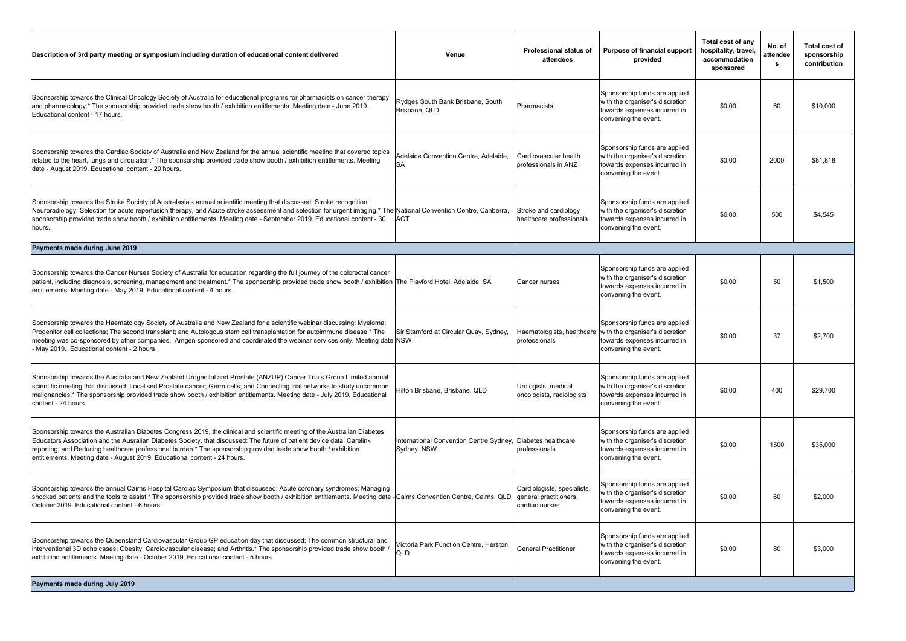| Description of 3rd party meeting or symposium including duration of educational content delivered | Venue | Professional status of attendees | Purpose of financial support provided | Total cost of any hospitality, travel, accommodation sponsored | No. of attendees | Total cost of sponsorship contribution |
|---|---|---|---|---|---|---|
| Sponsorship towards the Clinical Oncology Society of Australia for educational programs for pharmacists on cancer therapy and pharmacology.* The sponsorship provided trade show booth / exhibition entitlements. Meeting date - June 2019. Educational content - 17 hours. | Rydges South Bank Brisbane, South Brisbane, QLD | Pharmacists | Sponsorship funds are applied with the organiser's discretion towards expenses incurred in convening the event. | $0.00 | 60 | $10,000 |
| Sponsorship towards the Cardiac Society of Australia and New Zealand for the annual scientific meeting that covered topics related to the heart, lungs and circulation.* The sponsorship provided trade show booth / exhibition entitlements. Meeting date - August 2019. Educational content - 20 hours. | Adelaide Convention Centre, Adelaide, SA | Cardiovascular health professionals in ANZ | Sponsorship funds are applied with the organiser's discretion towards expenses incurred in convening the event. | $0.00 | 2000 | $81,818 |
| Sponsorship towards the Stroke Society of Australasia's annual scientific meeting that discussed: Stroke recognition; Neuroradiology; Selection for acute reperfusion therapy, and Acute stroke assessment and selection for urgent imaging.* The sponsorship provided trade show booth / exhibition entitlements. Meeting date - September 2019. Educational content - 30 hours. | National Convention Centre, Canberra, ACT | Stroke and cardiology healthcare professionals | Sponsorship funds are applied with the organiser's discretion towards expenses incurred in convening the event. | $0.00 | 500 | $4,545 |
| **Payments made during June 2019** | | | | | | |
| Sponsorship towards the Cancer Nurses Society of Australia for education regarding the full journey of the colorectal cancer patient, including diagnosis, screening, management and treatment.* The sponsorship provided trade show booth / exhibition entitlements. Meeting date - May 2019. Educational content - 4 hours. | The Playford Hotel, Adelaide, SA | Cancer nurses | Sponsorship funds are applied with the organiser's discretion towards expenses incurred in convening the event. | $0.00 | 50 | $1,500 |
| Sponsorship towards the Haematology Society of Australia and New Zealand for a scientific webinar discussing: Myeloma; Progenitor cell collections; The second transplant; and Autologous stem cell transplantation for autoimmune disease.* The meeting was co-sponsored by other companies. Amgen sponsored and coordinated the webinar services only. Meeting date - May 2019. Educational content - 2 hours. | Sir Stamford at Circular Quay, Sydney, NSW | Haematologists, healthcare professionals | Sponsorship funds are applied with the organiser's discretion towards expenses incurred in convening the event. | $0.00 | 37 | $2,700 |
| Sponsorship towards the Australia and New Zealand Urogenital and Prostate (ANZUP) Cancer Trials Group Limited annual scientific meeting that discussed: Localised Prostate cancer; Germ cells; and Connecting trial networks to study uncommon malignancies.* The sponsorship provided trade show booth / exhibition entitlements. Meeting date - July 2019. Educational content - 24 hours. | Hilton Brisbane, Brisbane, QLD | Urologists, medical oncologists, radiologists | Sponsorship funds are applied with the organiser's discretion towards expenses incurred in convening the event. | $0.00 | 400 | $29,700 |
| Sponsorship towards the Australian Diabetes Congress 2019, the clinical and scientific meeting of the Australian Diabetes Educators Association and the Ausralian Diabetes Society, that discussed: The future of patient device data; Carelink reporting; and Reducing healthcare professional burden.* The sponsorship provided trade show booth / exhibition entitlements. Meeting date - August 2019. Educational content - 24 hours. | International Convention Centre Sydney, Sydney, NSW | Diabetes healthcare professionals | Sponsorship funds are applied with the organiser's discretion towards expenses incurred in convening the event. | $0.00 | 1500 | $35,000 |
| Sponsorship towards the annual Cairns Hospital Cardiac Symposium that discussed: Acute coronary syndromes; Managing shocked patients and the tools to assist.* The sponsorship provided trade show booth / exhibition entitlements. Meeting date - October 2019. Educational content - 6 hours. | Cairns Convention Centre, Cairns, QLD | Cardiologists, specialists, general practitioners, cardiac nurses | Sponsorship funds are applied with the organiser's discretion towards expenses incurred in convening the event. | $0.00 | 60 | $2,000 |
| Sponsorship towards the Queensland Cardiovascular Group GP education day that discussed: The common structural and interventional 3D echo cases; Obesity; Cardiovascular disease; and Arthritis.* The sponsorship provided trade show booth / exhibition entitlements. Meeting date - October 2019. Educational content - 5 hours. | Victoria Park Function Centre, Herston, QLD | General Practitioner | Sponsorship funds are applied with the organiser's discretion towards expenses incurred in convening the event. | $0.00 | 80 | $3,000 |
| **Payments made during July 2019** | | | | | | |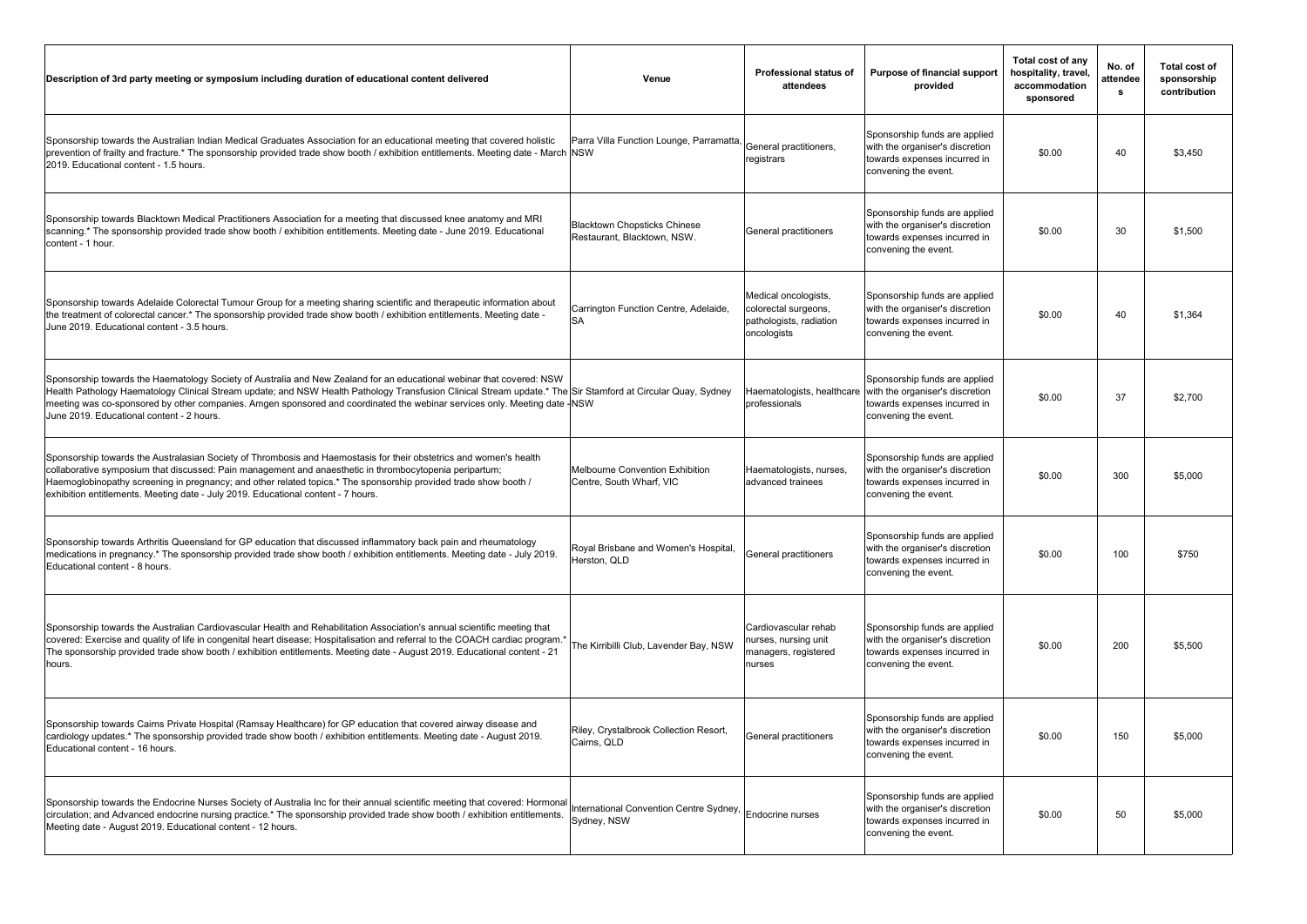| Description of 3rd party meeting or symposium including duration of educational content delivered | Venue | Professional status of attendees | Purpose of financial support provided | Total cost of any hospitality, travel, accommodation sponsored | No. of attendees | Total cost of sponsorship contribution |
|---|---|---|---|---|---|---|
| Sponsorship towards the Australian Indian Medical Graduates Association for an educational meeting that covered holistic prevention of frailty and fracture.* The sponsorship provided trade show booth / exhibition entitlements. Meeting date - March 2019. Educational content - 1.5 hours. | Parra Villa Function Lounge, Parramatta, NSW | General practitioners, registrars | Sponsorship funds are applied with the organiser's discretion towards expenses incurred in convening the event. | $0.00 | 40 | $3,450 |
| Sponsorship towards Blacktown Medical Practitioners Association for a meeting that discussed knee anatomy and MRI scanning.* The sponsorship provided trade show booth / exhibition entitlements. Meeting date - June 2019. Educational content - 1 hour. | Blacktown Chopsticks Chinese Restaurant, Blacktown, NSW. | General practitioners | Sponsorship funds are applied with the organiser's discretion towards expenses incurred in convening the event. | $0.00 | 30 | $1,500 |
| Sponsorship towards Adelaide Colorectal Tumour Group for a meeting sharing scientific and therapeutic information about the treatment of colorectal cancer.* The sponsorship provided trade show booth / exhibition entitlements. Meeting date - June 2019. Educational content - 3.5 hours. | Carrington Function Centre, Adelaide, SA | Medical oncologists, colorectal surgeons, pathologists, radiation oncologists | Sponsorship funds are applied with the organiser's discretion towards expenses incurred in convening the event. | $0.00 | 40 | $1,364 |
| Sponsorship towards the Haematology Society of Australia and New Zealand for an educational webinar that covered: NSW Health Pathology Haematology Clinical Stream update; and NSW Health Pathology Transfusion Clinical Stream update.* The meeting was co-sponsored by other companies. Amgen sponsored and coordinated the webinar services only. Meeting date - June 2019. Educational content - 2 hours. | Sir Stamford at Circular Quay, Sydney NSW | Haematologists, healthcare professionals | Sponsorship funds are applied with the organiser's discretion towards expenses incurred in convening the event. | $0.00 | 37 | $2,700 |
| Sponsorship towards the Australasian Society of Thrombosis and Haemostasis for their obstetrics and women's health collaborative symposium that discussed: Pain management and anaesthetic in thrombocytopenia peripartum; Haemoglobinopathy screening in pregnancy; and other related topics.* The sponsorship provided trade show booth / exhibition entitlements. Meeting date - July 2019. Educational content - 7 hours. | Melbourne Convention Exhibition Centre, South Wharf, VIC | Haematologists, nurses, advanced trainees | Sponsorship funds are applied with the organiser's discretion towards expenses incurred in convening the event. | $0.00 | 300 | $5,000 |
| Sponsorship towards Arthritis Queensland for GP education that discussed inflammatory back pain and rheumatology medications in pregnancy.* The sponsorship provided trade show booth / exhibition entitlements. Meeting date - July 2019. Educational content - 8 hours. | Royal Brisbane and Women's Hospital, Herston, QLD | General practitioners | Sponsorship funds are applied with the organiser's discretion towards expenses incurred in convening the event. | $0.00 | 100 | $750 |
| Sponsorship towards the Australian Cardiovascular Health and Rehabilitation Association's annual scientific meeting that covered: Exercise and quality of life in congenital heart disease; Hospitalisation and referral to the COACH cardiac program.* The sponsorship provided trade show booth / exhibition entitlements. Meeting date - August 2019. Educational content - 21 hours. | The Kirribilli Club, Lavender Bay, NSW | Cardiovascular rehab nurses, nursing unit managers, registered nurses | Sponsorship funds are applied with the organiser's discretion towards expenses incurred in convening the event. | $0.00 | 200 | $5,500 |
| Sponsorship towards Cairns Private Hospital (Ramsay Healthcare) for GP education that covered airway disease and cardiology updates.* The sponsorship provided trade show booth / exhibition entitlements. Meeting date - August 2019. Educational content - 16 hours. | Riley, Crystalbrook Collection Resort, Cairns, QLD | General practitioners | Sponsorship funds are applied with the organiser's discretion towards expenses incurred in convening the event. | $0.00 | 150 | $5,000 |
| Sponsorship towards the Endocrine Nurses Society of Australia Inc for their annual scientific meeting that covered: Hormonal circulation; and Advanced endocrine nursing practice.* The sponsorship provided trade show booth / exhibition entitlements. Meeting date - August 2019. Educational content - 12 hours. | International Convention Centre Sydney, Sydney, NSW | Endocrine nurses | Sponsorship funds are applied with the organiser's discretion towards expenses incurred in convening the event. | $0.00 | 50 | $5,000 |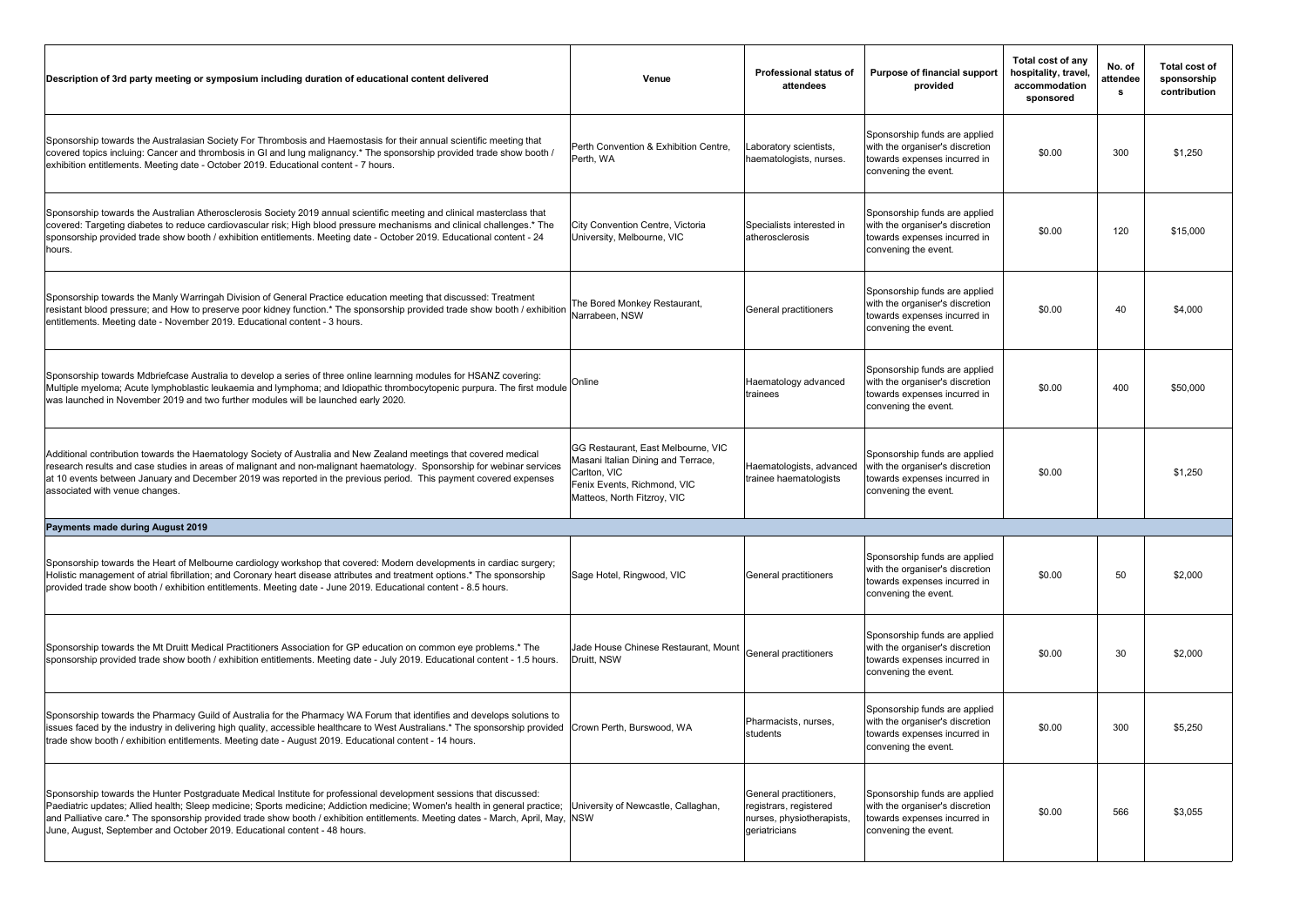| Description of 3rd party meeting or symposium including duration of educational content delivered | Venue | Professional status of attendees | Purpose of financial support provided | Total cost of any hospitality, travel, accommodation sponsored | No. of attendees | Total cost of sponsorship contribution |
|---|---|---|---|---|---|---|
| Sponsorship towards the Australasian Society For Thrombosis and Haemostasis for their annual scientific meeting that covered topics incluing: Cancer and thrombosis in GI and lung malignancy.* The sponsorship provided trade show booth / exhibition entitlements. Meeting date - October 2019. Educational content - 7 hours. | Perth Convention & Exhibition Centre, Perth, WA | Laboratory scientists, haematologists, nurses. | Sponsorship funds are applied with the organiser's discretion towards expenses incurred in convening the event. | $0.00 | 300 | $1,250 |
| Sponsorship towards the Australian Atherosclerosis Society 2019 annual scientific meeting and clinical masterclass that covered: Targeting diabetes to reduce cardiovascular risk; High blood pressure mechanisms and clinical challenges.* The sponsorship provided trade show booth / exhibition entitlements. Meeting date - October 2019. Educational content - 24 hours. | City Convention Centre, Victoria University, Melbourne, VIC | Specialists interested in atherosclerosis | Sponsorship funds are applied with the organiser's discretion towards expenses incurred in convening the event. | $0.00 | 120 | $15,000 |
| Sponsorship towards the Manly Warringah Division of General Practice education meeting that discussed: Treatment resistant blood pressure; and How to preserve poor kidney function.* The sponsorship provided trade show booth / exhibition entitlements. Meeting date - November 2019. Educational content - 3 hours. | The Bored Monkey Restaurant, Narrabeen, NSW | General practitioners | Sponsorship funds are applied with the organiser's discretion towards expenses incurred in convening the event. | $0.00 | 40 | $4,000 |
| Sponsorship towards Mdbriefcase Australia to develop a series of three online learnning modules for HSANZ covering: Multiple myeloma; Acute lymphoblastic leukaemia and lymphoma; and Idiopathic thrombocytopenic purpura. The first module was launched in November 2019 and two further modules will be launched early 2020. | Online | Haematology advanced trainees | Sponsorship funds are applied with the organiser's discretion towards expenses incurred in convening the event. | $0.00 | 400 | $50,000 |
| Additional contribution towards the Haematology Society of Australia and New Zealand meetings that covered medical research results and case studies in areas of malignant and non-malignant haematology. Sponsorship for webinar services at 10 events between January and December 2019 was reported in the previous period. This payment covered expenses associated with venue changes. | GG Restaurant, East Melbourne, VIC Masani Italian Dining and Terrace, Carlton, VIC Fenix Events, Richmond, VIC Matteos, North Fitzroy, VIC | Haematologists, advanced trainee haematologists | Sponsorship funds are applied with the organiser's discretion towards expenses incurred in convening the event. | $0.00 | | $1,250 |
| **Payments made during August 2019** | | | | | | |
| Sponsorship towards the Heart of Melbourne cardiology workshop that covered: Modern developments in cardiac surgery; Holistic management of atrial fibrillation; and Coronary heart disease attributes and treatment options.* The sponsorship provided trade show booth / exhibition entitlements. Meeting date - June 2019. Educational content - 8.5 hours. | Sage Hotel, Ringwood, VIC | General practitioners | Sponsorship funds are applied with the organiser's discretion towards expenses incurred in convening the event. | $0.00 | 50 | $2,000 |
| Sponsorship towards the Mt Druitt Medical Practitioners Association for GP education on common eye problems.* The sponsorship provided trade show booth / exhibition entitlements. Meeting date - July 2019. Educational content - 1.5 hours. | Jade House Chinese Restaurant, Mount Druitt, NSW | General practitioners | Sponsorship funds are applied with the organiser's discretion towards expenses incurred in convening the event. | $0.00 | 30 | $2,000 |
| Sponsorship towards the Pharmacy Guild of Australia for the Pharmacy WA Forum that identifies and develops solutions to issues faced by the industry in delivering high quality, accessible healthcare to West Australians.* The sponsorship provided trade show booth / exhibition entitlements. Meeting date - August 2019. Educational content - 14 hours. | Crown Perth, Burswood, WA | Pharmacists, nurses, students | Sponsorship funds are applied with the organiser's discretion towards expenses incurred in convening the event. | $0.00 | 300 | $5,250 |
| Sponsorship towards the Hunter Postgraduate Medical Institute for professional development sessions that discussed: Paediatric updates; Allied health; Sleep medicine; Sports medicine; Addiction medicine; Women's health in general practice; and Palliative care.* The sponsorship provided trade show booth / exhibition entitlements. Meeting dates - March, April, May, June, August, September and October 2019. Educational content - 48 hours. | University of Newcastle, Callaghan, NSW | General practitioners, registrars, registered nurses, physiotherapists, geriatricians | Sponsorship funds are applied with the organiser's discretion towards expenses incurred in convening the event. | $0.00 | 566 | $3,055 |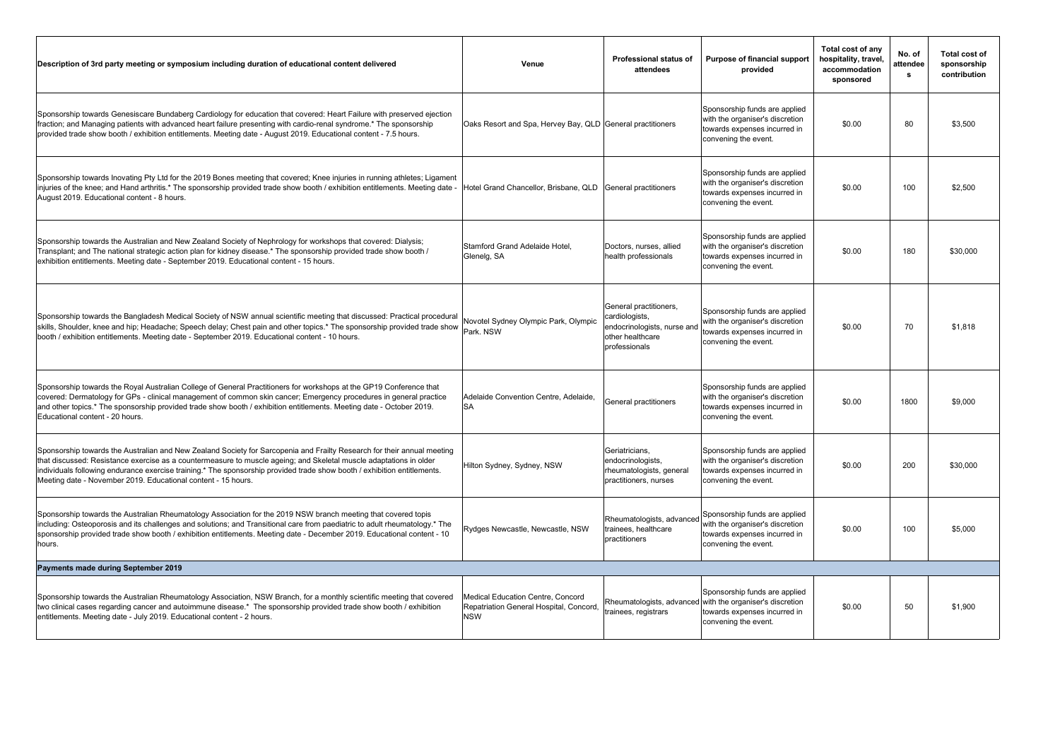| Description of 3rd party meeting or symposium including duration of educational content delivered | Venue | Professional status of attendees | Purpose of financial support provided | Total cost of any hospitality, travel, accommodation sponsored | No. of attendees | Total cost of sponsorship contribution |
|---|---|---|---|---|---|---|
| Sponsorship towards Genesiscare Bundaberg Cardiology for education that covered: Heart Failure with preserved ejection fraction; and Managing patients with advanced heart failure presenting with cardio-renal syndrome.* The sponsorship provided trade show booth / exhibition entitlements. Meeting date - August 2019. Educational content - 7.5 hours. | Oaks Resort and Spa, Hervey Bay, QLD | General practitioners | Sponsorship funds are applied with the organiser's discretion towards expenses incurred in convening the event. | $0.00 | 80 | $3,500 |
| Sponsorship towards Inovating Pty Ltd for the 2019 Bones meeting that covered; Knee injuries in running athletes; Ligament injuries of the knee; and Hand arthritis.* The sponsorship provided trade show booth / exhibition entitlements. Meeting date - August 2019. Educational content - 8 hours. | Hotel Grand Chancellor, Brisbane, QLD | General practitioners | Sponsorship funds are applied with the organiser's discretion towards expenses incurred in convening the event. | $0.00 | 100 | $2,500 |
| Sponsorship towards the Australian and New Zealand Society of Nephrology for workshops that covered: Dialysis; Transplant; and The national strategic action plan for kidney disease.* The sponsorship provided trade show booth / exhibition entitlements. Meeting date - September 2019. Educational content - 15 hours. | Stamford Grand Adelaide Hotel, Glenelg, SA | Doctors, nurses, allied health professionals | Sponsorship funds are applied with the organiser's discretion towards expenses incurred in convening the event. | $0.00 | 180 | $30,000 |
| Sponsorship towards the Bangladesh Medical Society of NSW annual scientific meeting that discussed: Practical procedural skills, Shoulder, knee and hip; Headache; Speech delay; Chest pain and other topics.* The sponsorship provided trade show booth / exhibition entitlements. Meeting date - September 2019. Educational content - 10 hours. | Novotel Sydney Olympic Park, Olympic Park. NSW | General practitioners, cardiologists, endocrinologists, nurse and other healthcare professionals | Sponsorship funds are applied with the organiser's discretion towards expenses incurred in convening the event. | $0.00 | 70 | $1,818 |
| Sponsorship towards the Royal Australian College of General Practitioners for workshops at the GP19 Conference that covered: Dermatology for GPs - clinical management of common skin cancer; Emergency procedures in general practice and other topics.* The sponsorship provided trade show booth / exhibition entitlements. Meeting date - October 2019. Educational content - 20 hours. | Adelaide Convention Centre, Adelaide, SA | General practitioners | Sponsorship funds are applied with the organiser's discretion towards expenses incurred in convening the event. | $0.00 | 1800 | $9,000 |
| Sponsorship towards the Australian and New Zealand Society for Sarcopenia and Frailty Research for their annual meeting that discussed: Resistance exercise as a countermeasure to muscle ageing; and Skeletal muscle adaptations in older individuals following endurance exercise training.* The sponsorship provided trade show booth / exhibition entitlements. Meeting date - November 2019. Educational content - 15 hours. | Hilton Sydney, Sydney, NSW | Geriatricians, endocrinologists, rheumatologists, general practitioners, nurses | Sponsorship funds are applied with the organiser's discretion towards expenses incurred in convening the event. | $0.00 | 200 | $30,000 |
| Sponsorship towards the Australian Rheumatology Association for the 2019 NSW branch meeting that covered topis including: Osteoporosis and its challenges and solutions; and Transitional care from paediatric to adult rheumatology.* The sponsorship provided trade show booth / exhibition entitlements. Meeting date - December 2019. Educational content - 10 hours. | Rydges Newcastle, Newcastle, NSW | Rheumatologists, advanced trainees, healthcare practitioners | Sponsorship funds are applied with the organiser's discretion towards expenses incurred in convening the event. | $0.00 | 100 | $5,000 |
| **Payments made during September 2019** | | | | | | |
| Sponsorship towards the Australian Rheumatology Association, NSW Branch, for a monthly scientific meeting that covered two clinical cases regarding cancer and autoimmune disease.* The sponsorship provided trade show booth / exhibition entitlements. Meeting date - July 2019. Educational content - 2 hours. | Medical Education Centre, Concord Repatriation General Hospital, Concord, NSW | Rheumatologists, advanced trainees, registrars | Sponsorship funds are applied with the organiser's discretion towards expenses incurred in convening the event. | $0.00 | 50 | $1,900 |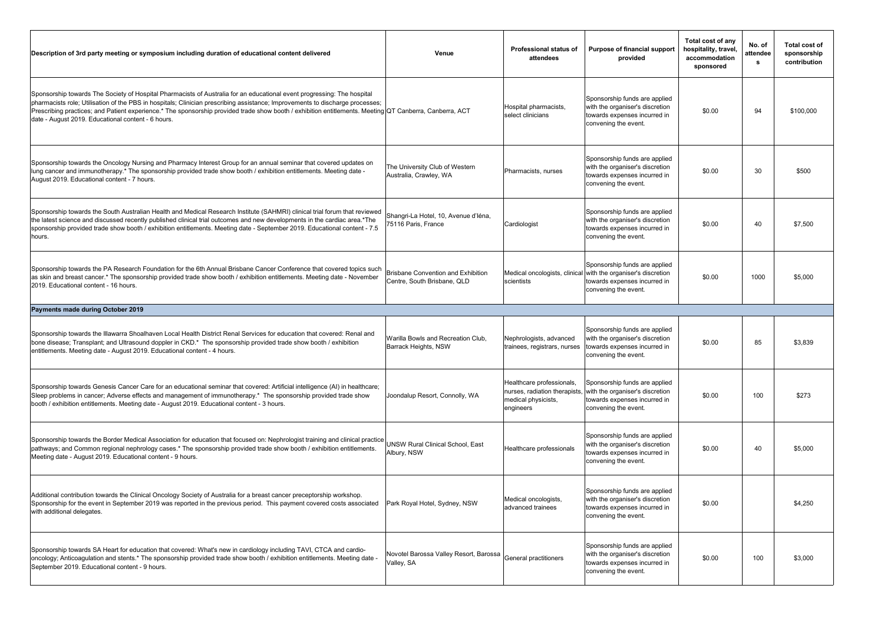| Description of 3rd party meeting or symposium including duration of educational content delivered | Venue | Professional status of attendees | Purpose of financial support provided | Total cost of any hospitality, travel, accommodation sponsored | No. of attendees | Total cost of sponsorship contribution |
|---|---|---|---|---|---|---|
| Sponsorship towards The Society of Hospital Pharmacists of Australia for an educational event progressing: The hospital pharmacists role; Utilisation of the PBS in hospitals; Clinician prescribing assistance; Improvements to discharge processes; Prescribing practices; and Patient experience.* The sponsorship provided trade show booth / exhibition entitlements. Meeting date - August 2019. Educational content - 6 hours. | QT Canberra, Canberra, ACT | Hospital pharmacists, select clinicians | Sponsorship funds are applied with the organiser's discretion towards expenses incurred in convening the event. | $0.00 | 94 | $100,000 |
| Sponsorship towards the Oncology Nursing and Pharmacy Interest Group for an annual seminar that covered updates on lung cancer and immunotherapy.* The sponsorship provided trade show booth / exhibition entitlements. Meeting date - August 2019. Educational content - 7 hours. | The University Club of Western Australia, Crawley, WA | Pharmacists, nurses | Sponsorship funds are applied with the organiser's discretion towards expenses incurred in convening the event. | $0.00 | 30 | $500 |
| Sponsorship towards the South Australian Health and Medical Research Institute (SAHMRI) clinical trial forum that reviewed the latest science and discussed recently published clinical trial outcomes and new developments in the cardiac area.*The sponsorship provided trade show booth / exhibition entitlements. Meeting date - September 2019. Educational content - 7.5 hours. | Shangri-La Hotel, 10, Avenue d'Iéna, 75116 Paris, France | Cardiologist | Sponsorship funds are applied with the organiser's discretion towards expenses incurred in convening the event. | $0.00 | 40 | $7,500 |
| Sponsorship towards the PA Research Foundation for the 6th Annual Brisbane Cancer Conference that covered topics such as skin and breast cancer.* The sponsorship provided trade show booth / exhibition entitlements. Meeting date - November 2019. Educational content - 16 hours. | Brisbane Convention and Exhibition Centre, South Brisbane, QLD | Medical oncologists, clinical scientists | Sponsorship funds are applied with the organiser's discretion towards expenses incurred in convening the event. | $0.00 | 1000 | $5,000 |
| **Payments made during October 2019** | | | | | | |
| Sponsorship towards the Illawarra Shoalhaven Local Health District Renal Services for education that covered: Renal and bone disease; Transplant; and Ultrasound doppler in CKD.* The sponsorship provided trade show booth / exhibition entitlements. Meeting date - August 2019. Educational content - 4 hours. | Warilla Bowls and Recreation Club, Barrack Heights, NSW | Nephrologists, advanced trainees, registrars, nurses | Sponsorship funds are applied with the organiser's discretion towards expenses incurred in convening the event. | $0.00 | 85 | $3,839 |
| Sponsorship towards Genesis Cancer Care for an educational seminar that covered: Artificial intelligence (AI) in healthcare; Sleep problems in cancer; Adverse effects and management of immunotherapy.* The sponsorship provided trade show booth / exhibition entitlements. Meeting date - August 2019. Educational content - 3 hours. | Joondalup Resort, Connolly, WA | Healthcare professionals, nurses, radiation therapists, medical physicists, engineers | Sponsorship funds are applied with the organiser's discretion towards expenses incurred in convening the event. | $0.00 | 100 | $273 |
| Sponsorship towards the Border Medical Association for education that focused on: Nephrologist training and clinical practice pathways; and Common regional nephrology cases.* The sponsorship provided trade show booth / exhibition entitlements. Meeting date - August 2019. Educational content - 9 hours. | UNSW Rural Clinical School, East Albury, NSW | Healthcare professionals | Sponsorship funds are applied with the organiser's discretion towards expenses incurred in convening the event. | $0.00 | 40 | $5,000 |
| Additional contribution towards the Clinical Oncology Society of Australia for a breast cancer preceptorship workshop. Sponsorship for the event in September 2019 was reported in the previous period. This payment covered costs associated with additional delegates. | Park Royal Hotel, Sydney, NSW | Medical oncologists, advanced trainees | Sponsorship funds are applied with the organiser's discretion towards expenses incurred in convening the event. | $0.00 | | $4,250 |
| Sponsorship towards SA Heart for education that covered: What's new in cardiology including TAVI, CTCA and cardio-oncology; Anticoagulation and stents.* The sponsorship provided trade show booth / exhibition entitlements. Meeting date - September 2019. Educational content - 9 hours. | Novotel Barossa Valley Resort, Barossa Valley, SA | General practitioners | Sponsorship funds are applied with the organiser's discretion towards expenses incurred in convening the event. | $0.00 | 100 | $3,000 |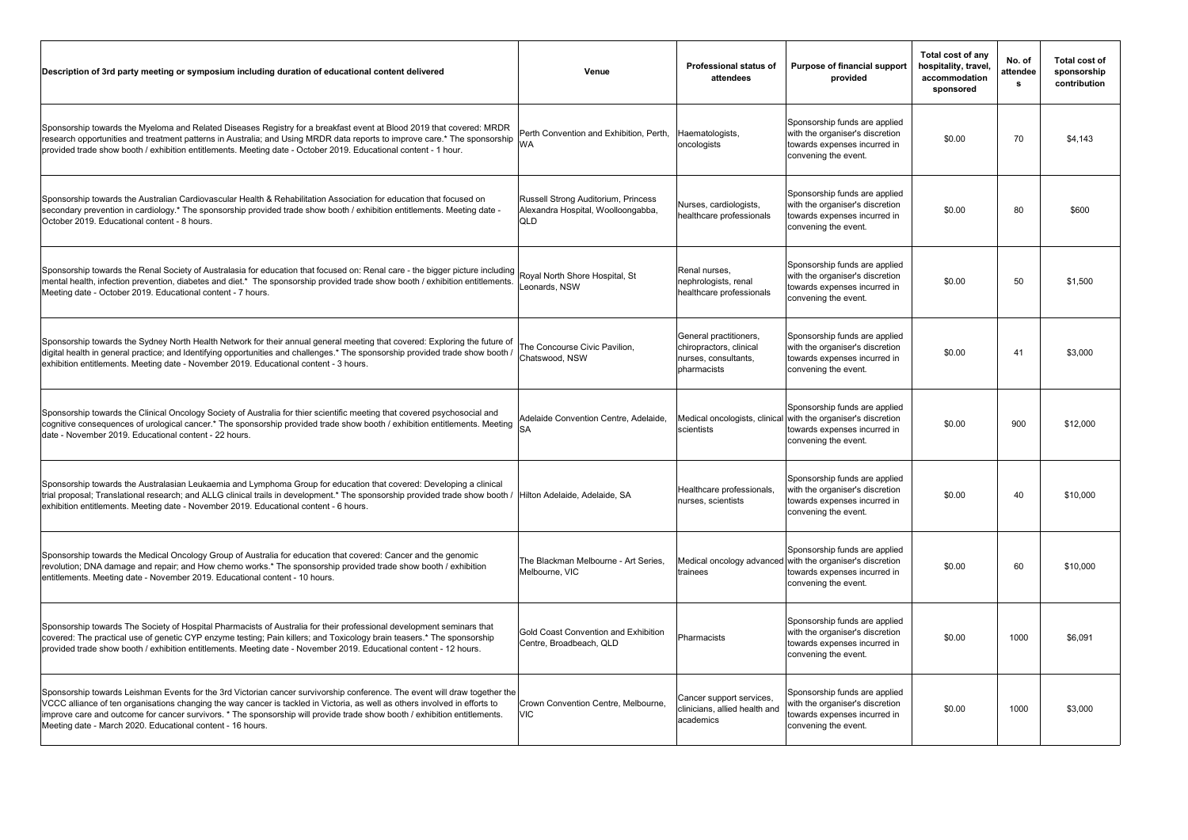| Description of 3rd party meeting or symposium including duration of educational content delivered | Venue | Professional status of attendees | Purpose of financial support provided | Total cost of any hospitality, travel, accommodation sponsored | No. of attendees | Total cost of sponsorship contribution |
|---|---|---|---|---|---|---|
| Sponsorship towards the Myeloma and Related Diseases Registry for a breakfast event at Blood 2019 that covered: MRDR research opportunities and treatment patterns in Australia; and Using MRDR data reports to improve care.* The sponsorship provided trade show booth / exhibition entitlements. Meeting date - October 2019. Educational content - 1 hour. | Perth Convention and Exhibition, Perth, WA | Haematologists, oncologists | Sponsorship funds are applied with the organiser's discretion towards expenses incurred in convening the event. | $0.00 | 70 | $4,143 |
| Sponsorship towards the Australian Cardiovascular Health & Rehabilitation Association for education that focused on secondary prevention in cardiology.* The sponsorship provided trade show booth / exhibition entitlements. Meeting date - October 2019. Educational content - 8 hours. | Russell Strong Auditorium, Princess Alexandra Hospital, Woolloongabba, QLD | Nurses, cardiologists, healthcare professionals | Sponsorship funds are applied with the organiser's discretion towards expenses incurred in convening the event. | $0.00 | 80 | $600 |
| Sponsorship towards the Renal Society of Australasia for education that focused on: Renal care - the bigger picture including mental health, infection prevention, diabetes and diet.* The sponsorship provided trade show booth / exhibition entitlements. Meeting date - October 2019. Educational content - 7 hours. | Royal North Shore Hospital, St Leonards, NSW | Renal nurses, nephrologists, renal healthcare professionals | Sponsorship funds are applied with the organiser's discretion towards expenses incurred in convening the event. | $0.00 | 50 | $1,500 |
| Sponsorship towards the Sydney North Health Network for their annual general meeting that covered: Exploring the future of digital health in general practice; and Identifying opportunities and challenges.* The sponsorship provided trade show booth / exhibition entitlements. Meeting date - November 2019. Educational content - 3 hours. | The Concourse Civic Pavilion, Chatswood, NSW | General practitioners, chiropractors, clinical nurses, consultants, pharmacists | Sponsorship funds are applied with the organiser's discretion towards expenses incurred in convening the event. | $0.00 | 41 | $3,000 |
| Sponsorship towards the Clinical Oncology Society of Australia for thier scientific meeting that covered psychosocial and cognitive consequences of urological cancer.* The sponsorship provided trade show booth / exhibition entitlements. Meeting date - November 2019. Educational content - 22 hours. | Adelaide Convention Centre, Adelaide, SA | Medical oncologists, clinical scientists | Sponsorship funds are applied with the organiser's discretion towards expenses incurred in convening the event. | $0.00 | 900 | $12,000 |
| Sponsorship towards the Australasian Leukaemia and Lymphoma Group for education that covered: Developing a clinical trial proposal; Translational research; and ALLG clinical trails in development.* The sponsorship provided trade show booth / exhibition entitlements. Meeting date - November 2019. Educational content - 6 hours. | Hilton Adelaide, Adelaide, SA | Healthcare professionals, nurses, scientists | Sponsorship funds are applied with the organiser's discretion towards expenses incurred in convening the event. | $0.00 | 40 | $10,000 |
| Sponsorship towards the Medical Oncology Group of Australia for education that covered: Cancer and the genomic revolution; DNA damage and repair; and How chemo works.* The sponsorship provided trade show booth / exhibition entitlements. Meeting date - November 2019. Educational content - 10 hours. | The Blackman Melbourne - Art Series, Melbourne, VIC | Medical oncology advanced trainees | Sponsorship funds are applied with the organiser's discretion towards expenses incurred in convening the event. | $0.00 | 60 | $10,000 |
| Sponsorship towards The Society of Hospital Pharmacists of Australia for their professional development seminars that covered: The practical use of genetic CYP enzyme testing; Pain killers; and Toxicology brain teasers.* The sponsorship provided trade show booth / exhibition entitlements. Meeting date - November 2019. Educational content - 12 hours. | Gold Coast Convention and Exhibition Centre, Broadbeach, QLD | Pharmacists | Sponsorship funds are applied with the organiser's discretion towards expenses incurred in convening the event. | $0.00 | 1000 | $6,091 |
| Sponsorship towards Leishman Events for the 3rd Victorian cancer survivorship conference. The event will draw together the VCCC alliance of ten organisations changing the way cancer is tackled in Victoria, as well as others involved in efforts to improve care and outcome for cancer survivors. * The sponsorship will provide trade show booth / exhibition entitlements. Meeting date - March 2020. Educational content - 16 hours. | Crown Convention Centre, Melbourne, VIC | Cancer support services, clinicians, allied health and academics | Sponsorship funds are applied with the organiser's discretion towards expenses incurred in convening the event. | $0.00 | 1000 | $3,000 |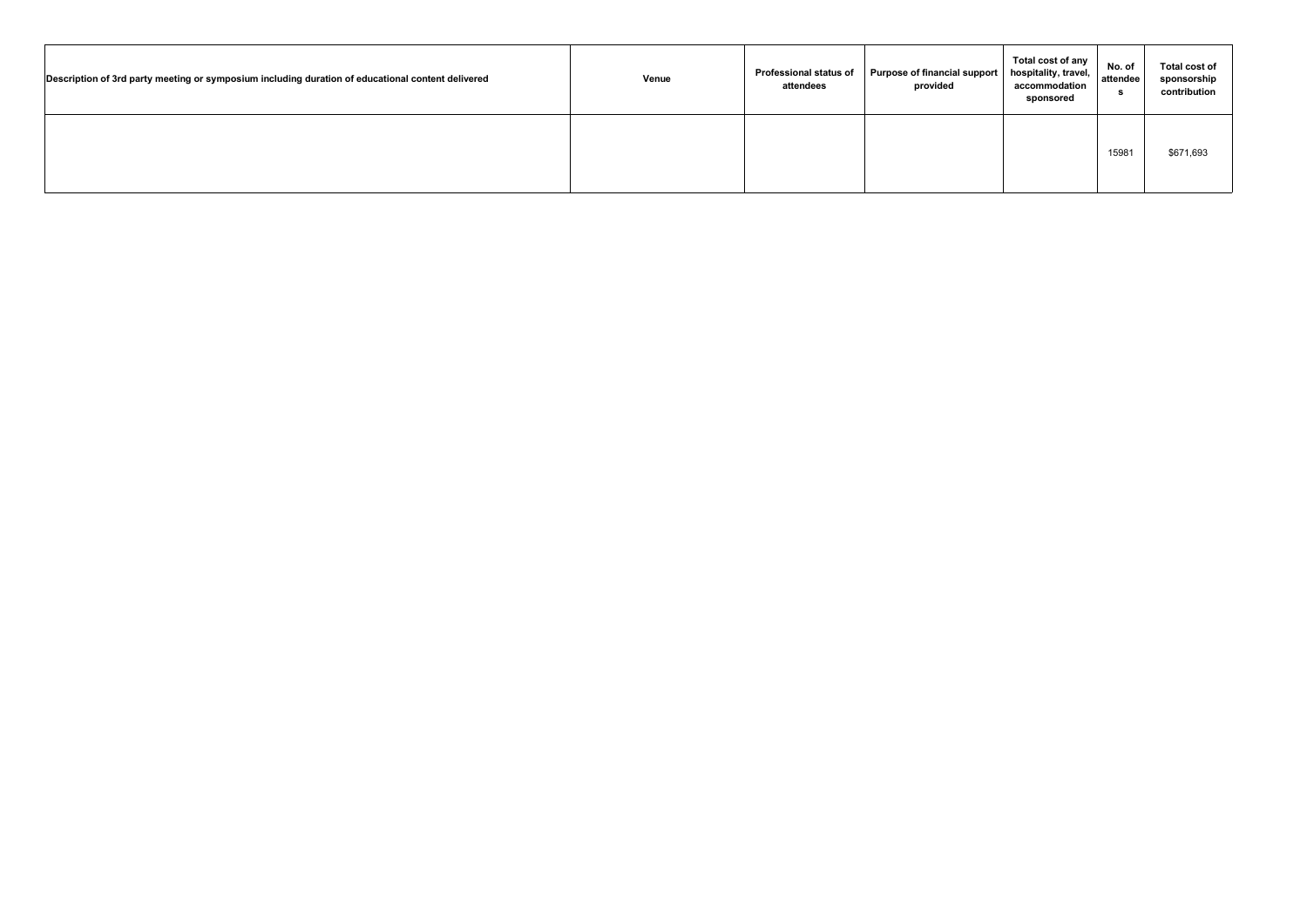| Description of 3rd party meeting or symposium including duration of educational content delivered | Venue | Professional status of attendees | Purpose of financial support provided | Total cost of any hospitality, travel, accommodation sponsored | No. of attendees | Total cost of sponsorship contribution |
|---|---|---|---|---|---|---|
| | | | | | 15981 | $671,693 |